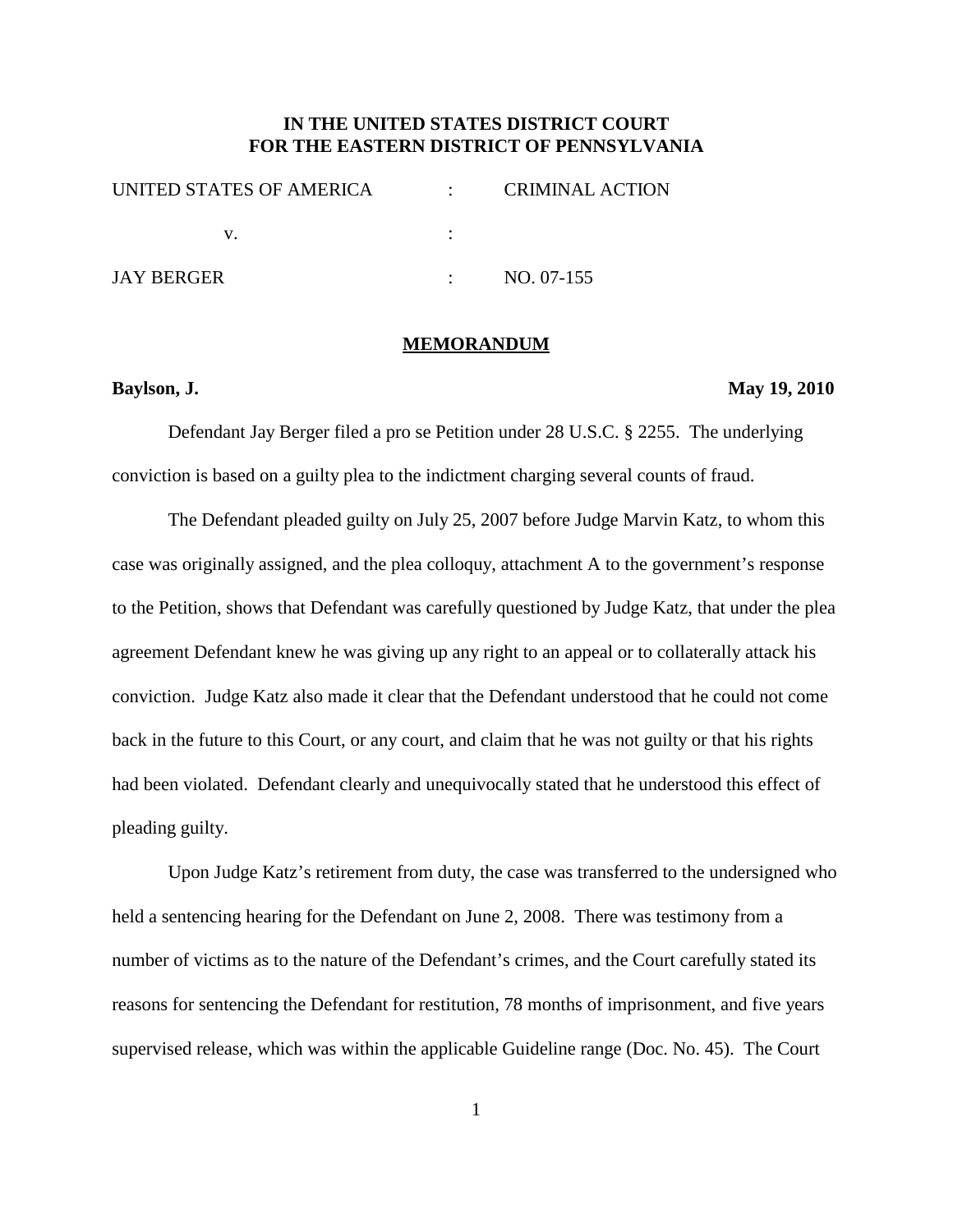**IN THE UNITED STATES DISTRICT COURT**
**FOR THE EASTERN DISTRICT OF PENNSYLVANIA**

| | | |
|---|---|---|
| UNITED STATES OF AMERICA | : | CRIMINAL ACTION |
| v. | : | |
| JAY BERGER | : | NO. 07-155 |

## MEMORANDUM

**Baylson, J.** **May 19, 2010**

Defendant Jay Berger filed a pro se Petition under 28 U.S.C. § 2255. The underlying conviction is based on a guilty plea to the indictment charging several counts of fraud.

The Defendant pleaded guilty on July 25, 2007 before Judge Marvin Katz, to whom this case was originally assigned, and the plea colloquy, attachment A to the government's response to the Petition, shows that Defendant was carefully questioned by Judge Katz, that under the plea agreement Defendant knew he was giving up any right to an appeal or to collaterally attack his conviction. Judge Katz also made it clear that the Defendant understood that he could not come back in the future to this Court, or any court, and claim that he was not guilty or that his rights had been violated. Defendant clearly and unequivocally stated that he understood this effect of pleading guilty.

Upon Judge Katz's retirement from duty, the case was transferred to the undersigned who held a sentencing hearing for the Defendant on June 2, 2008. There was testimony from a number of victims as to the nature of the Defendant's crimes, and the Court carefully stated its reasons for sentencing the Defendant for restitution, 78 months of imprisonment, and five years supervised release, which was within the applicable Guideline range (Doc. No. 45). The Court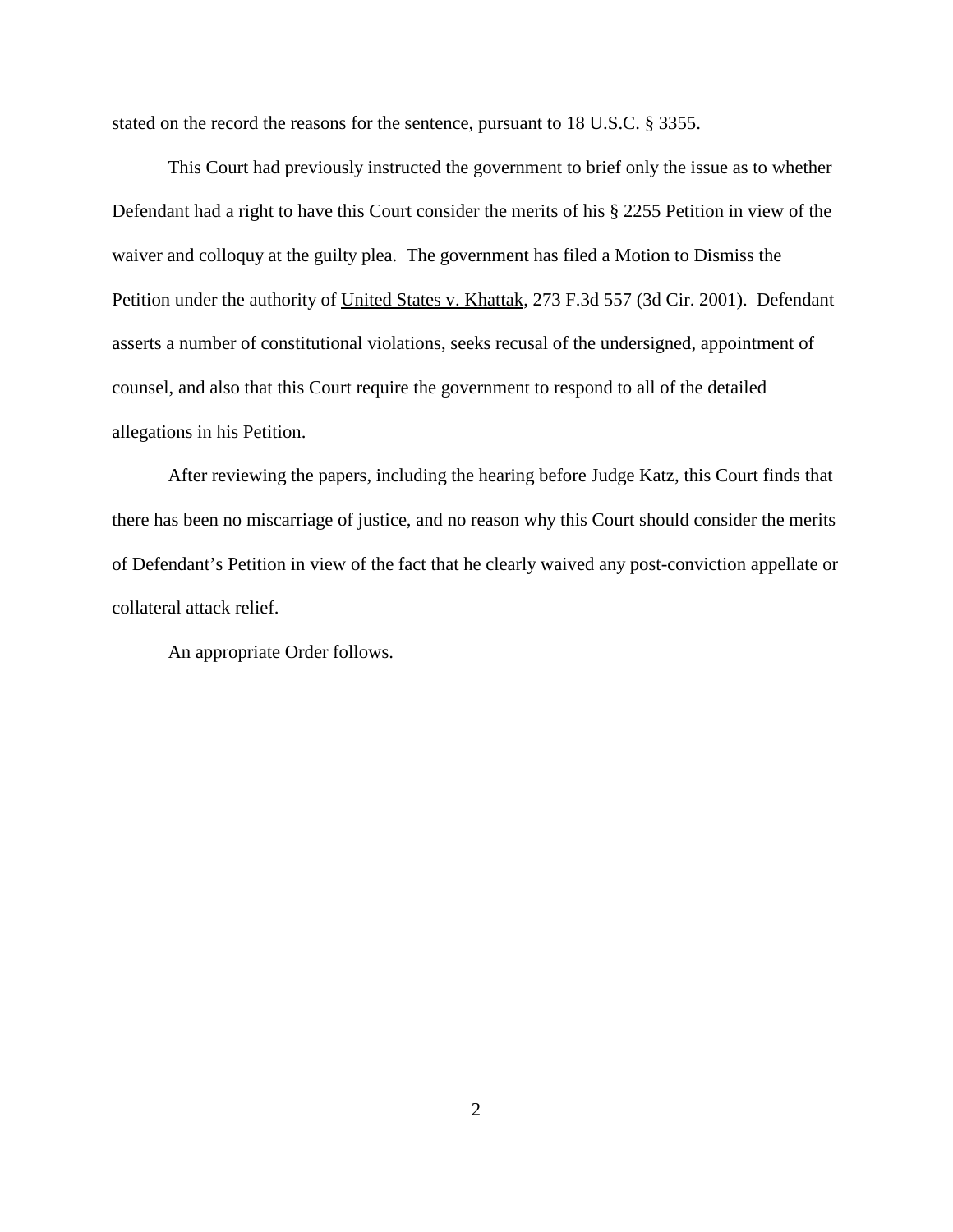stated on the record the reasons for the sentence, pursuant to 18 U.S.C. § 3355.

This Court had previously instructed the government to brief only the issue as to whether Defendant had a right to have this Court consider the merits of his § 2255 Petition in view of the waiver and colloquy at the guilty plea. The government has filed a Motion to Dismiss the Petition under the authority of United States v. Khattak, 273 F.3d 557 (3d Cir. 2001). Defendant asserts a number of constitutional violations, seeks recusal of the undersigned, appointment of counsel, and also that this Court require the government to respond to all of the detailed allegations in his Petition.

After reviewing the papers, including the hearing before Judge Katz, this Court finds that there has been no miscarriage of justice, and no reason why this Court should consider the merits of Defendant's Petition in view of the fact that he clearly waived any post-conviction appellate or collateral attack relief.

An appropriate Order follows.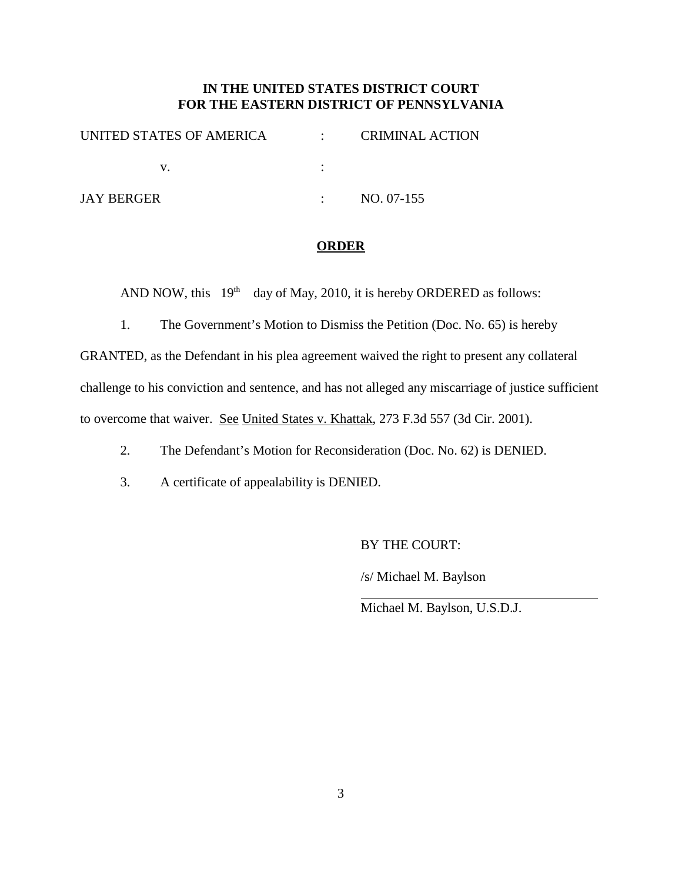**IN THE UNITED STATES DISTRICT COURT**
**FOR THE EASTERN DISTRICT OF PENNSYLVANIA**

| | | |
|---|---|---|
| UNITED STATES OF AMERICA | : | CRIMINAL ACTION |
| v. | : | |
| JAY BERGER | : | NO. 07-155 |

**ORDER**

AND NOW, this 19th day of May, 2010, it is hereby ORDERED as follows:

1. The Government's Motion to Dismiss the Petition (Doc. No. 65) is hereby GRANTED, as the Defendant in his plea agreement waived the right to present any collateral challenge to his conviction and sentence, and has not alleged any miscarriage of justice sufficient to overcome that waiver. See United States v. Khattak, 273 F.3d 557 (3d Cir. 2001).

2. The Defendant's Motion for Reconsideration (Doc. No. 62) is DENIED.

3. A certificate of appealability is DENIED.

BY THE COURT:

/s/ Michael M. Baylson

Michael M. Baylson, U.S.D.J.